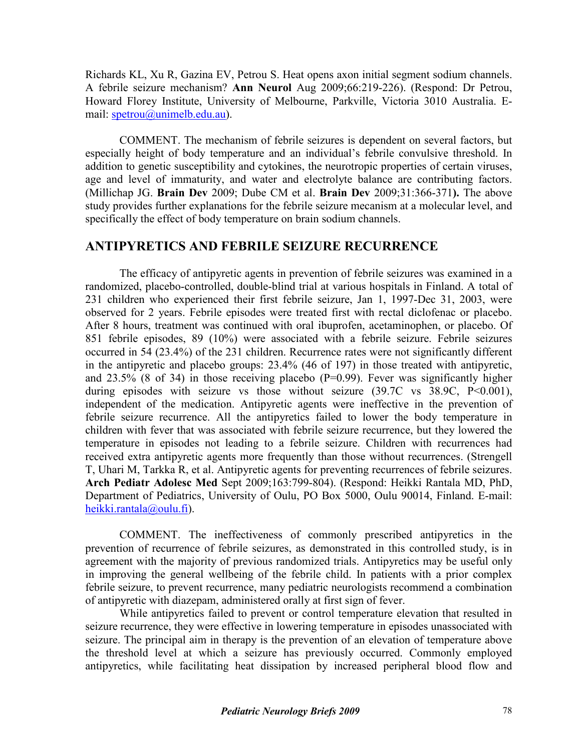Richards KL, Xu R, Gazina EV, Petrou S. Heat opens axon initial segment sodium channels. A febrile seizure mechanism? **Ann Neurol** Aug 2009;66:219-226). (Respond: Dr Petrou, Howard Florey Institute, University of Melbourne, Parkville, Victoria 3010 Australia. E-mail: spetrou@unimelb.edu.au).

COMMENT. The mechanism of febrile seizures is dependent on several factors, but especially height of body temperature and an individual's febrile convulsive threshold. In addition to genetic susceptibility and cytokines, the neurotropic properties of certain viruses, age and level of immaturity, and water and electrolyte balance are contributing factors. (Millichap JG. **Brain Dev** 2009; Dube CM et al. **Brain Dev** 2009;31:366-371**).** The above study provides further explanations for the febrile seizure mecanism at a molecular level, and specifically the effect of body temperature on brain sodium channels.

## ANTIPYRETICS AND FEBRILE SEIZURE RECURRENCE

The efficacy of antipyretic agents in prevention of febrile seizures was examined in a randomized, placebo-controlled, double-blind trial at various hospitals in Finland. A total of 231 children who experienced their first febrile seizure, Jan 1, 1997-Dec 31, 2003, were observed for 2 years. Febrile episodes were treated first with rectal diclofenac or placebo. After 8 hours, treatment was continued with oral ibuprofen, acetaminophen, or placebo. Of 851 febrile episodes, 89 (10%) were associated with a febrile seizure. Febrile seizures occurred in 54 (23.4%) of the 231 children. Recurrence rates were not significantly different in the antipyretic and placebo groups: 23.4% (46 of 197) in those treated with antipyretic, and 23.5% (8 of 34) in those receiving placebo (P=0.99). Fever was significantly higher during episodes with seizure vs those without seizure (39.7C vs 38.9C, P<0.001), independent of the medication. Antipyretic agents were ineffective in the prevention of febrile seizure recurrence. All the antipyretics failed to lower the body temperature in children with fever that was associated with febrile seizure recurrence, but they lowered the temperature in episodes not leading to a febrile seizure. Children with recurrences had received extra antipyretic agents more frequently than those without recurrences. (Strengell T, Uhari M, Tarkka R, et al. Antipyretic agents for preventing recurrences of febrile seizures. **Arch Pediatr Adolesc Med** Sept 2009;163:799-804). (Respond: Heikki Rantala MD, PhD, Department of Pediatrics, University of Oulu, PO Box 5000, Oulu 90014, Finland. E-mail: heikki.rantala@oulu.fi).

COMMENT. The ineffectiveness of commonly prescribed antipyretics in the prevention of recurrence of febrile seizures, as demonstrated in this controlled study, is in agreement with the majority of previous randomized trials. Antipyretics may be useful only in improving the general wellbeing of the febrile child. In patients with a prior complex febrile seizure, to prevent recurrence, many pediatric neurologists recommend a combination of antipyretic with diazepam, administered orally at first sign of fever.

While antipyretics failed to prevent or control temperature elevation that resulted in seizure recurrence, they were effective in lowering temperature in episodes unassociated with seizure. The principal aim in therapy is the prevention of an elevation of temperature above the threshold level at which a seizure has previously occurred. Commonly employed antipyretics, while facilitating heat dissipation by increased peripheral blood flow and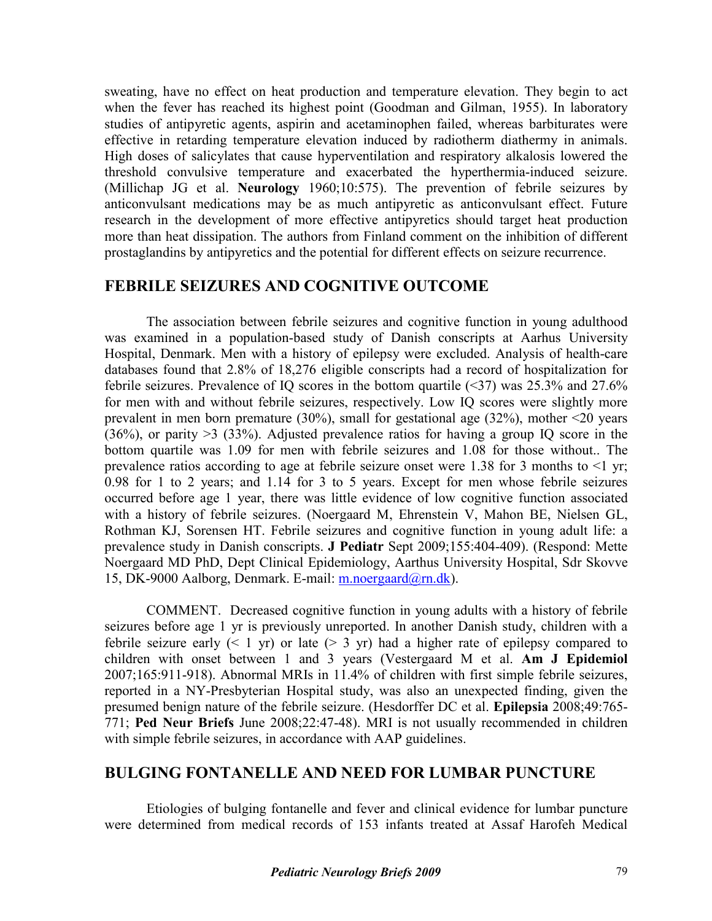sweating, have no effect on heat production and temperature elevation. They begin to act when the fever has reached its highest point (Goodman and Gilman, 1955). In laboratory studies of antipyretic agents, aspirin and acetaminophen failed, whereas barbiturates were effective in retarding temperature elevation induced by radiotherm diathermy in animals. High doses of salicylates that cause hyperventilation and respiratory alkalosis lowered the threshold convulsive temperature and exacerbated the hyperthermia-induced seizure. (Millichap JG et al. **Neurology** 1960;10:575). The prevention of febrile seizures by anticonvulsant medications may be as much antipyretic as anticonvulsant effect. Future research in the development of more effective antipyretics should target heat production more than heat dissipation. The authors from Finland comment on the inhibition of different prostaglandins by antipyretics and the potential for different effects on seizure recurrence.

## FEBRILE SEIZURES AND COGNITIVE OUTCOME

The association between febrile seizures and cognitive function in young adulthood was examined in a population-based study of Danish conscripts at Aarhus University Hospital, Denmark. Men with a history of epilepsy were excluded. Analysis of health-care databases found that 2.8% of 18,276 eligible conscripts had a record of hospitalization for febrile seizures. Prevalence of IQ scores in the bottom quartile (<37) was 25.3% and 27.6% for men with and without febrile seizures, respectively. Low IQ scores were slightly more prevalent in men born premature (30%), small for gestational age (32%), mother <20 years (36%), or parity >3 (33%). Adjusted prevalence ratios for having a group IQ score in the bottom quartile was 1.09 for men with febrile seizures and 1.08 for those without.. The prevalence ratios according to age at febrile seizure onset were 1.38 for 3 months to <1 yr; 0.98 for 1 to 2 years; and 1.14 for 3 to 5 years. Except for men whose febrile seizures occurred before age 1 year, there was little evidence of low cognitive function associated with a history of febrile seizures. (Noergaard M, Ehrenstein V, Mahon BE, Nielsen GL, Rothman KJ, Sorensen HT. Febrile seizures and cognitive function in young adult life: a prevalence study in Danish conscripts. **J Pediatr** Sept 2009;155:404-409). (Respond: Mette Noergaard MD PhD, Dept Clinical Epidemiology, Aarthus University Hospital, Sdr Skovve 15, DK-9000 Aalborg, Denmark. E-mail: m.noergaard@rn.dk).

COMMENT. Decreased cognitive function in young adults with a history of febrile seizures before age 1 yr is previously unreported. In another Danish study, children with a febrile seizure early (< 1 yr) or late (> 3 yr) had a higher rate of epilepsy compared to children with onset between 1 and 3 years (Vestergaard M et al. **Am J Epidemiol** 2007;165:911-918). Abnormal MRIs in 11.4% of children with first simple febrile seizures, reported in a NY-Presbyterian Hospital study, was also an unexpected finding, given the presumed benign nature of the febrile seizure. (Hesdorffer DC et al. **Epilepsia** 2008;49:765-771; **Ped Neur Briefs** June 2008;22:47-48). MRI is not usually recommended in children with simple febrile seizures, in accordance with AAP guidelines.

## BULGING FONTANELLE AND NEED FOR LUMBAR PUNCTURE

Etiologies of bulging fontanelle and fever and clinical evidence for lumbar puncture were determined from medical records of 153 infants treated at Assaf Harofeh Medical